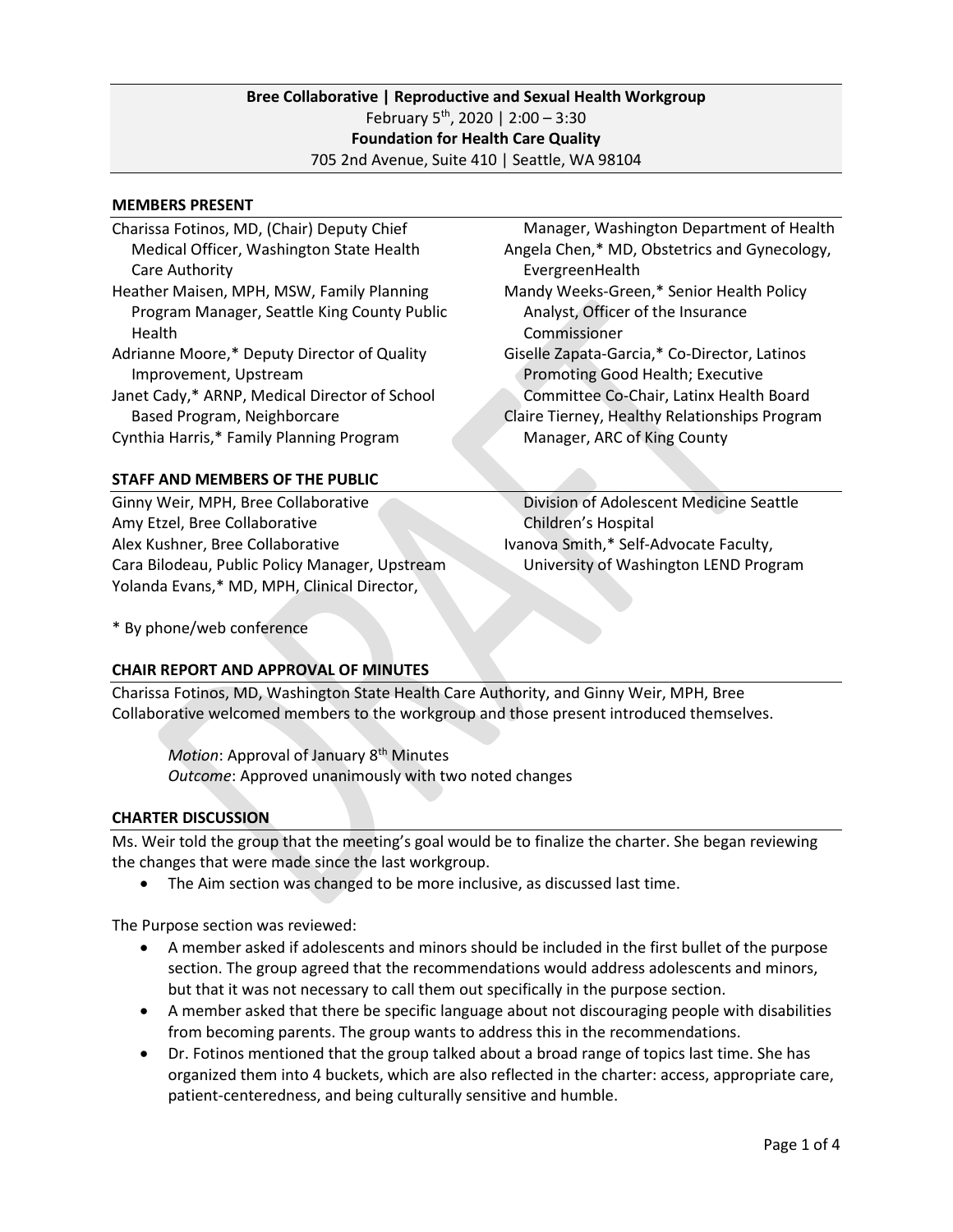**Bree Collaborative | Reproductive and Sexual Health Workgroup**
February 5th, 2020 | 2:00 – 3:30
**Foundation for Health Care Quality**
705 2nd Avenue, Suite 410 | Seattle, WA 98104

## MEMBERS PRESENT

- Charissa Fotinos, MD, (Chair) Deputy Chief Medical Officer, Washington State Health Care Authority
- Heather Maisen, MPH, MSW, Family Planning Program Manager, Seattle King County Public Health
- Adrianne Moore,* Deputy Director of Quality Improvement, Upstream
- Janet Cady,* ARNP, Medical Director of School Based Program, Neighborcare
- Cynthia Harris,* Family Planning Program Manager, Washington Department of Health
- Angela Chen,* MD, Obstetrics and Gynecology, EvergreenHealth
- Mandy Weeks-Green,* Senior Health Policy Analyst, Officer of the Insurance Commissioner
- Giselle Zapata-Garcia,* Co-Director, Latinos Promoting Good Health; Executive Committee Co-Chair, Latinx Health Board
- Claire Tierney, Healthy Relationships Program Manager, ARC of King County

## STAFF AND MEMBERS OF THE PUBLIC

- Ginny Weir, MPH, Bree Collaborative
- Amy Etzel, Bree Collaborative
- Alex Kushner, Bree Collaborative
- Cara Bilodeau, Public Policy Manager, Upstream
- Yolanda Evans,* MD, MPH, Clinical Director, Division of Adolescent Medicine Seattle Children's Hospital
- Ivanova Smith,* Self-Advocate Faculty, University of Washington LEND Program

\* By phone/web conference

## CHAIR REPORT AND APPROVAL OF MINUTES

Charissa Fotinos, MD, Washington State Health Care Authority, and Ginny Weir, MPH, Bree Collaborative welcomed members to the workgroup and those present introduced themselves.

> *Motion*: Approval of January 8th Minutes
> *Outcome*: Approved unanimously with two noted changes

## CHARTER DISCUSSION

Ms. Weir told the group that the meeting's goal would be to finalize the charter. She began reviewing the changes that were made since the last workgroup.

- The Aim section was changed to be more inclusive, as discussed last time.

The Purpose section was reviewed:

- A member asked if adolescents and minors should be included in the first bullet of the purpose section. The group agreed that the recommendations would address adolescents and minors, but that it was not necessary to call them out specifically in the purpose section.
- A member asked that there be specific language about not discouraging people with disabilities from becoming parents. The group wants to address this in the recommendations.
- Dr. Fotinos mentioned that the group talked about a broad range of topics last time. She has organized them into 4 buckets, which are also reflected in the charter: access, appropriate care, patient-centeredness, and being culturally sensitive and humble.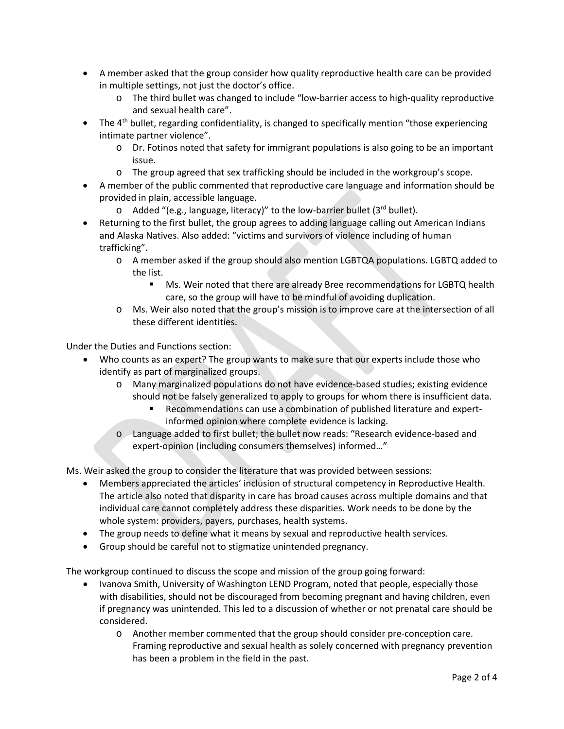- A member asked that the group consider how quality reproductive health care can be provided in multiple settings, not just the doctor's office.
  - The third bullet was changed to include "low-barrier access to high-quality reproductive and sexual health care".
- The 4th bullet, regarding confidentiality, is changed to specifically mention "those experiencing intimate partner violence".
  - Dr. Fotinos noted that safety for immigrant populations is also going to be an important issue.
  - The group agreed that sex trafficking should be included in the workgroup's scope.
- A member of the public commented that reproductive care language and information should be provided in plain, accessible language.
  - Added "(e.g., language, literacy)" to the low-barrier bullet (3rd bullet).
- Returning to the first bullet, the group agrees to adding language calling out American Indians and Alaska Natives. Also added: "victims and survivors of violence including of human trafficking".
  - A member asked if the group should also mention LGBTQA populations. LGBTQ added to the list.
    - Ms. Weir noted that there are already Bree recommendations for LGBTQ health care, so the group will have to be mindful of avoiding duplication.
  - Ms. Weir also noted that the group's mission is to improve care at the intersection of all these different identities.

Under the Duties and Functions section:

- Who counts as an expert? The group wants to make sure that our experts include those who identify as part of marginalized groups.
  - Many marginalized populations do not have evidence-based studies; existing evidence should not be falsely generalized to apply to groups for whom there is insufficient data.
    - Recommendations can use a combination of published literature and expert-informed opinion where complete evidence is lacking.
  - Language added to first bullet; the bullet now reads: "Research evidence-based and expert-opinion (including consumers themselves) informed…"

Ms. Weir asked the group to consider the literature that was provided between sessions:

- Members appreciated the articles' inclusion of structural competency in Reproductive Health. The article also noted that disparity in care has broad causes across multiple domains and that individual care cannot completely address these disparities. Work needs to be done by the whole system: providers, payers, purchases, health systems.
- The group needs to define what it means by sexual and reproductive health services.
- Group should be careful not to stigmatize unintended pregnancy.

The workgroup continued to discuss the scope and mission of the group going forward:

- Ivanova Smith, University of Washington LEND Program, noted that people, especially those with disabilities, should not be discouraged from becoming pregnant and having children, even if pregnancy was unintended. This led to a discussion of whether or not prenatal care should be considered.
  - Another member commented that the group should consider pre-conception care. Framing reproductive and sexual health as solely concerned with pregnancy prevention has been a problem in the field in the past.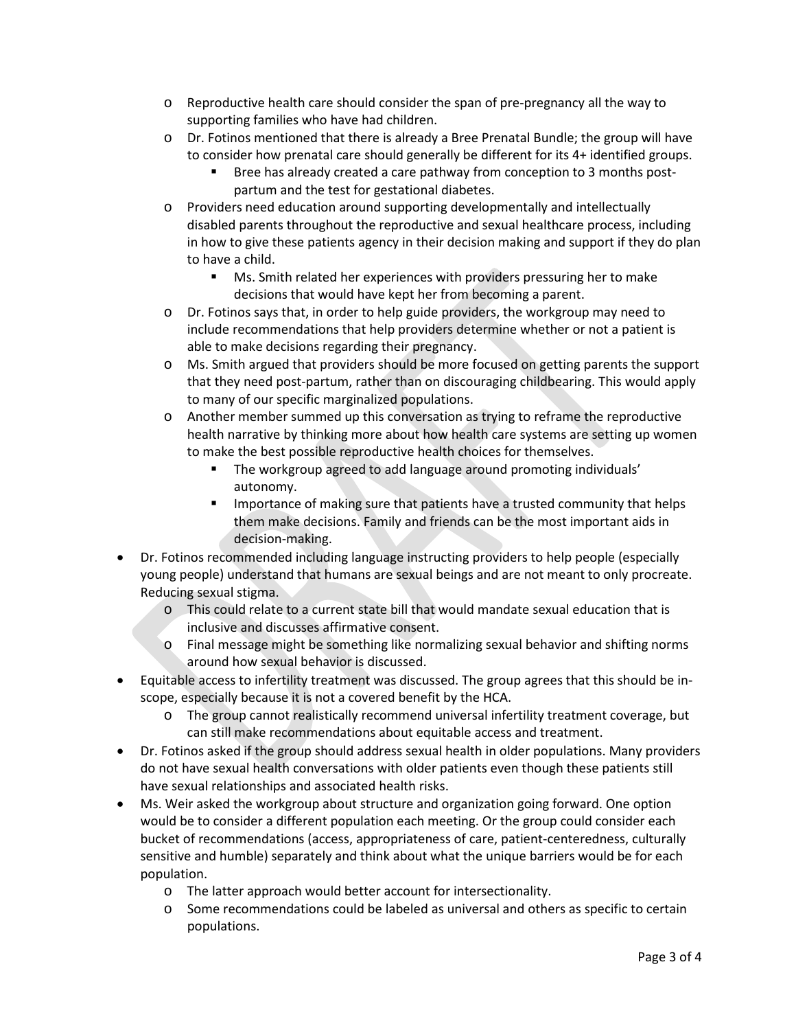- Reproductive health care should consider the span of pre-pregnancy all the way to supporting families who have had children.
  - Dr. Fotinos mentioned that there is already a Bree Prenatal Bundle; the group will have to consider how prenatal care should generally be different for its 4+ identified groups.
    - Bree has already created a care pathway from conception to 3 months post-partum and the test for gestational diabetes.
  - Providers need education around supporting developmentally and intellectually disabled parents throughout the reproductive and sexual healthcare process, including in how to give these patients agency in their decision making and support if they do plan to have a child.
    - Ms. Smith related her experiences with providers pressuring her to make decisions that would have kept her from becoming a parent.
  - Dr. Fotinos says that, in order to help guide providers, the workgroup may need to include recommendations that help providers determine whether or not a patient is able to make decisions regarding their pregnancy.
  - Ms. Smith argued that providers should be more focused on getting parents the support that they need post-partum, rather than on discouraging childbearing. This would apply to many of our specific marginalized populations.
  - Another member summed up this conversation as trying to reframe the reproductive health narrative by thinking more about how health care systems are setting up women to make the best possible reproductive health choices for themselves.
    - The workgroup agreed to add language around promoting individuals' autonomy.
    - Importance of making sure that patients have a trusted community that helps them make decisions. Family and friends can be the most important aids in decision-making.
- Dr. Fotinos recommended including language instructing providers to help people (especially young people) understand that humans are sexual beings and are not meant to only procreate. Reducing sexual stigma.
  - This could relate to a current state bill that would mandate sexual education that is inclusive and discusses affirmative consent.
  - Final message might be something like normalizing sexual behavior and shifting norms around how sexual behavior is discussed.
- Equitable access to infertility treatment was discussed. The group agrees that this should be in-scope, especially because it is not a covered benefit by the HCA.
  - The group cannot realistically recommend universal infertility treatment coverage, but can still make recommendations about equitable access and treatment.
- Dr. Fotinos asked if the group should address sexual health in older populations. Many providers do not have sexual health conversations with older patients even though these patients still have sexual relationships and associated health risks.
- Ms. Weir asked the workgroup about structure and organization going forward. One option would be to consider a different population each meeting. Or the group could consider each bucket of recommendations (access, appropriateness of care, patient-centeredness, culturally sensitive and humble) separately and think about what the unique barriers would be for each population.
  - The latter approach would better account for intersectionality.
  - Some recommendations could be labeled as universal and others as specific to certain populations.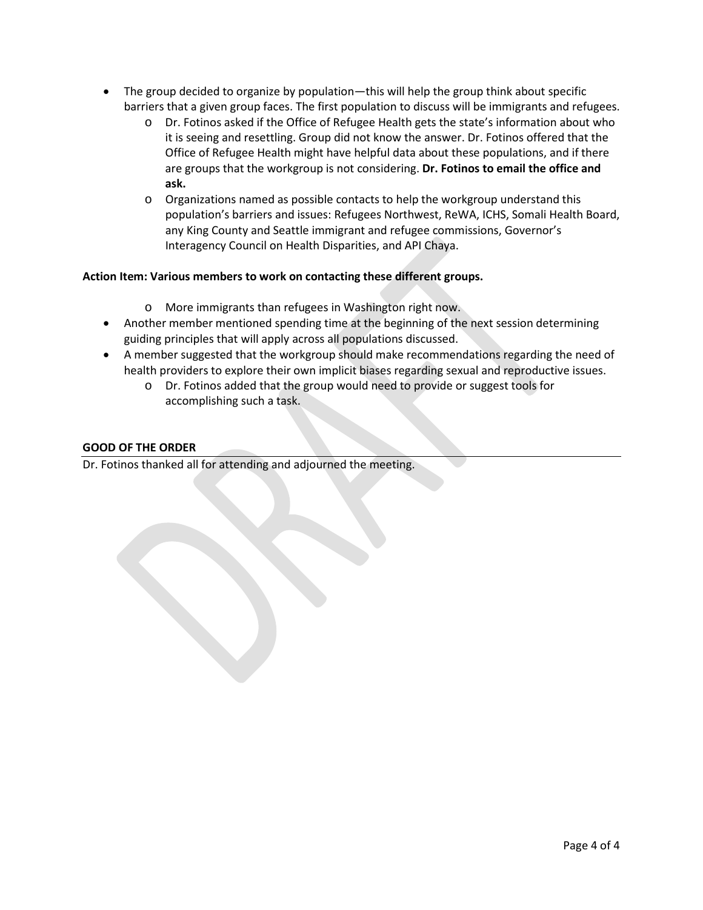- The group decided to organize by population—this will help the group think about specific barriers that a given group faces. The first population to discuss will be immigrants and refugees.
  - Dr. Fotinos asked if the Office of Refugee Health gets the state's information about who it is seeing and resettling. Group did not know the answer. Dr. Fotinos offered that the Office of Refugee Health might have helpful data about these populations, and if there are groups that the workgroup is not considering. **Dr. Fotinos to email the office and ask.**
  - Organizations named as possible contacts to help the workgroup understand this population's barriers and issues: Refugees Northwest, ReWA, ICHS, Somali Health Board, any King County and Seattle immigrant and refugee commissions, Governor's Interagency Council on Health Disparities, and API Chaya.

**Action Item: Various members to work on contacting these different groups.**

  - More immigrants than refugees in Washington right now.
- Another member mentioned spending time at the beginning of the next session determining guiding principles that will apply across all populations discussed.
- A member suggested that the workgroup should make recommendations regarding the need of health providers to explore their own implicit biases regarding sexual and reproductive issues.
  - Dr. Fotinos added that the group would need to provide or suggest tools for accomplishing such a task.

**GOOD OF THE ORDER**

Dr. Fotinos thanked all for attending and adjourned the meeting.